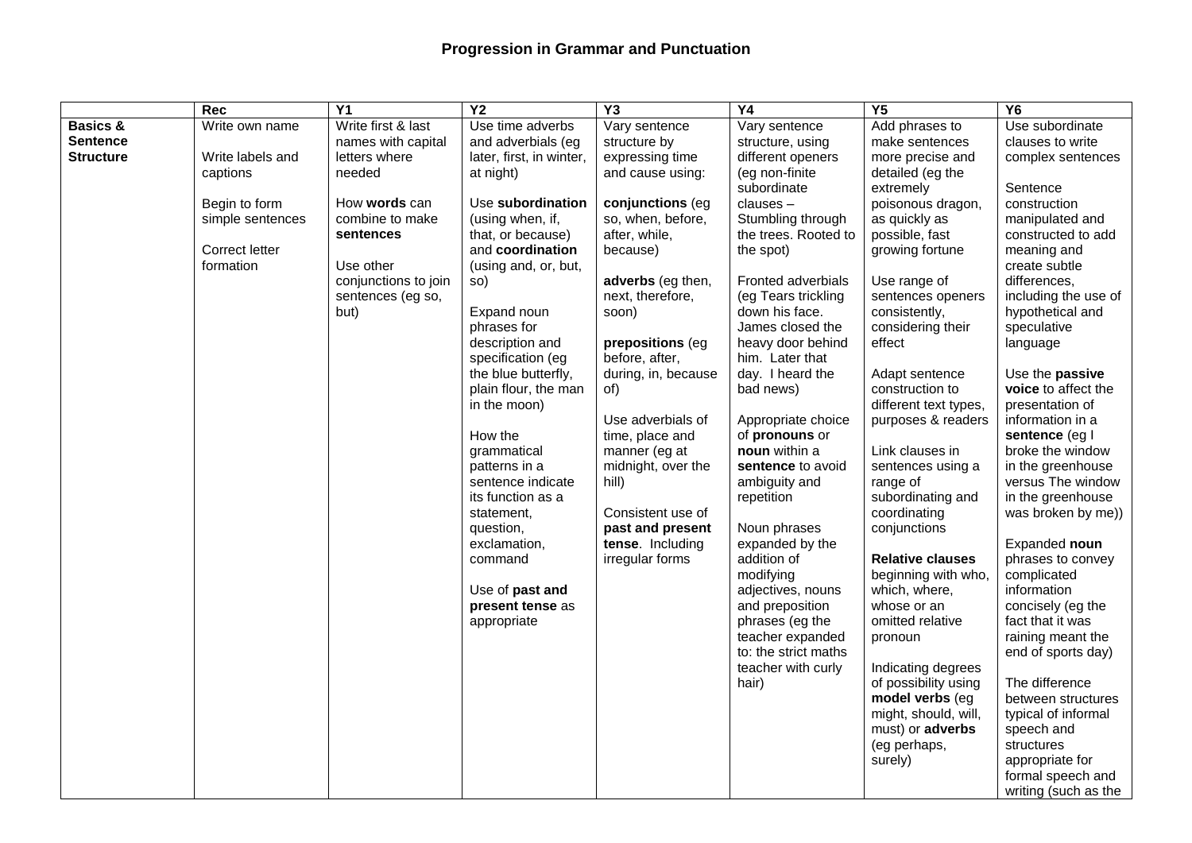# Progression in Grammar and Punctuation

| | Rec | Y1 | Y2 | Y3 | Y4 | Y5 | Y6 |
|---|---|---|---|---|---|---|---|
| **Basics & Sentence Structure** | Write own name<br><br>Write labels and captions<br><br>Begin to form simple sentences<br><br>Correct letter formation | Write first & last names with capital letters where needed<br><br>How **words** can combine to make **sentences**<br><br>Use other conjunctions to join sentences (eg so, but) | Use time adverbs and adverbials (eg later, first, in winter, at night)<br><br>Use **subordination** (using when, if, that, or because) and **coordination** (using and, or, but, so)<br><br>Expand noun phrases for description and specification (eg the blue butterfly, plain flour, the man in the moon)<br><br>How the grammatical patterns in a sentence indicate its function as a statement, question, exclamation, command<br><br>Use of **past and present tense** as appropriate | Vary sentence structure by expressing time and cause using:<br><br>**conjunctions** (eg so, when, before, after, while, because)<br><br>**adverbs** (eg then, next, therefore, soon)<br><br>**prepositions** (eg before, after, during, in, because of)<br><br>Use adverbials of time, place and manner (eg at midnight, over the hill)<br><br>Consistent use of **past and present tense**. Including irregular forms | Vary sentence structure, using different openers (eg non-finite subordinate clauses – Stumbling through the trees. Rooted to the spot)<br><br>Fronted adverbials (eg Tears trickling down his face. James closed the heavy door behind him. Later that day. I heard the bad news)<br><br>Appropriate choice of **pronouns** or **noun** within a **sentence** to avoid ambiguity and repetition<br><br>Noun phrases expanded by the addition of modifying adjectives, nouns and preposition phrases (eg the teacher expanded to: the strict maths teacher with curly hair) | Add phrases to make sentences more precise and detailed (eg the extremely poisonous dragon, as quickly as possible, fast growing fortune<br><br>Use range of sentences openers consistently, considering their effect<br><br>Adapt sentence construction to different text types, purposes & readers<br><br>Link clauses in sentences using a range of subordinating and coordinating conjunctions<br><br>**Relative clauses** beginning with who, which, where, whose or an omitted relative pronoun<br><br>Indicating degrees of possibility using **model verbs** (eg might, should, will, must) or **adverbs** (eg perhaps, surely) | Use subordinate clauses to write complex sentences<br><br>Sentence construction manipulated and constructed to add meaning and create subtle differences, including the use of hypothetical and speculative language<br><br>Use the **passive voice** to affect the presentation of information in a **sentence** (eg I broke the window in the greenhouse versus The window in the greenhouse was broken by me))<br><br>Expanded **noun** phrases to convey complicated information concisely (eg the fact that it was raining meant the end of sports day)<br><br>The difference between structures typical of informal speech and structures appropriate for formal speech and writing (such as the |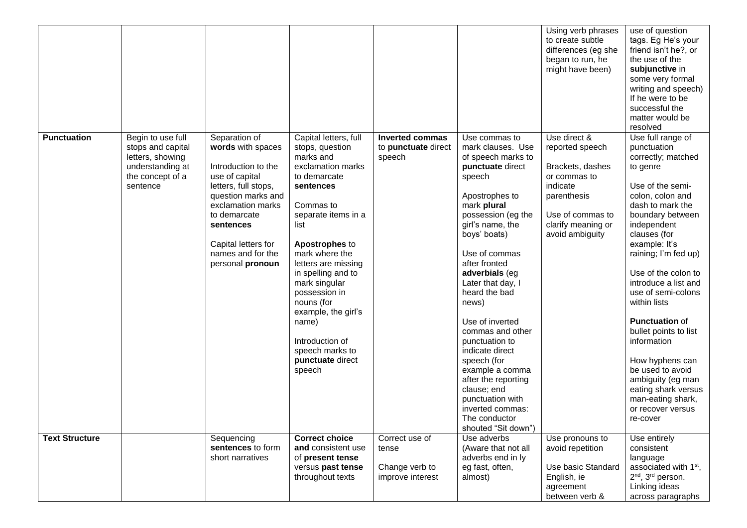| | | | | | | | | |
|---|---|---|---|---|---|---|---|---|
| | | | | | | | Using verb phrases to create subtle differences (eg she began to run, he might have been) | use of question tags. Eg He's your friend isn't he?, or the use of the **subjunctive** in some very formal writing and speech) If he were to be successful the matter would be resolved |
| **Punctuation** | Begin to use full stops and capital letters, showing understanding at the concept of a sentence | Separation of **words** with spaces<br><br>Introduction to the use of capital letters, full stops, question marks and exclamation marks to demarcate **sentences**<br><br>Capital letters for names and for the personal **pronoun** | Capital letters, full stops, question marks and exclamation marks to demarcate **sentences**<br><br>Commas to separate items in a list<br><br>**Apostrophes** to mark where the letters are missing in spelling and to mark singular possession in nouns (for example, the girl's name)<br><br>Introduction of speech marks to **punctuate** direct speech | **Inverted commas** to **punctuate** direct speech | Use commas to mark clauses. Use of speech marks to **punctuate** direct speech<br><br>Apostrophes to mark **plural** possession (eg the girl's name, the boys' boats)<br><br>Use of commas after fronted **adverbials** (eg Later that day, I heard the bad news)<br><br>Use of inverted commas and other punctuation to indicate direct speech (for example a comma after the reporting clause; end punctuation with inverted commas: The conductor shouted "Sit down") | Use direct & reported speech<br><br>Brackets, dashes or commas to indicate parenthesis<br><br>Use of commas to clarify meaning or avoid ambiguity | Use full range of punctuation correctly; matched to genre<br><br>Use of the semi-colon, colon and dash to mark the boundary between independent clauses (for example: It's raining; I'm fed up)<br><br>Use of the colon to introduce a list and use of semi-colons within lists<br><br>**Punctuation** of bullet points to list information<br><br>How hyphens can be used to avoid ambiguity (eg man eating shark versus man-eating shark, or recover versus re-cover |
| **Text Structure** | | Sequencing **sentences** to form short narratives | **Correct choice and** consistent use of **present tense** versus **past tense** throughout texts | Correct use of tense<br><br>Change verb to improve interest | Use adverbs (Aware that not all adverbs end in ly eg fast, often, almost) | Use pronouns to avoid repetition<br><br>Use basic Standard English, ie agreement between verb & | Use entirely consistent language associated with 1st, 2nd, 3rd person. Linking ideas across paragraphs |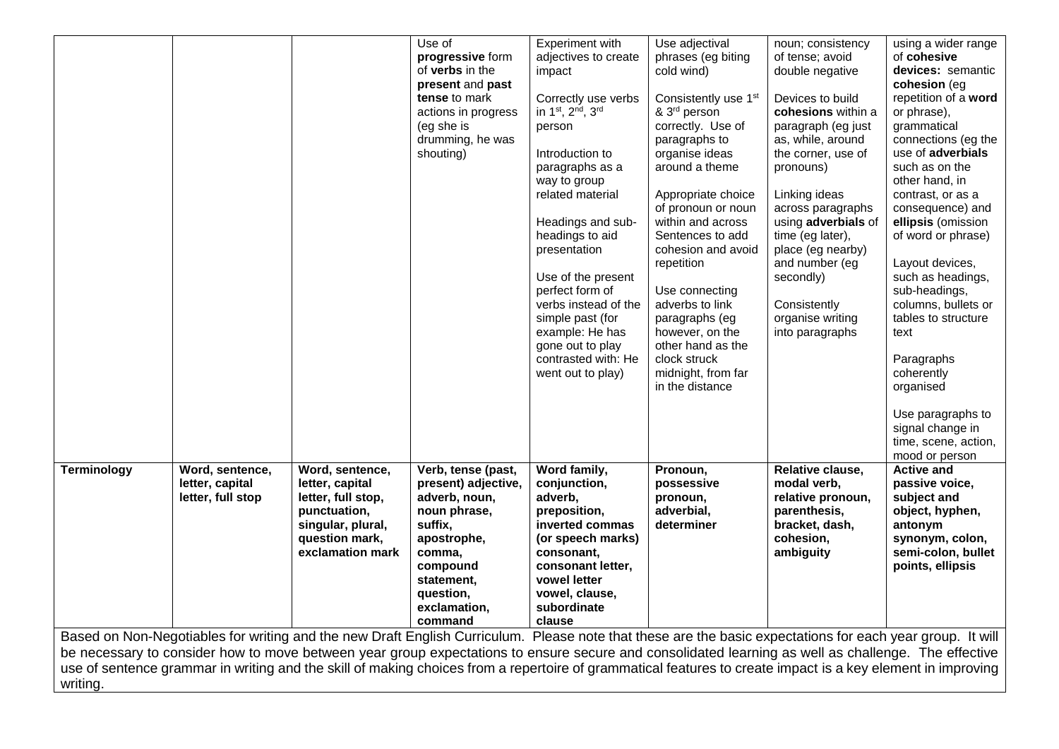| | | | | | | | |
|---|---|---|---|---|---|---|---|
| | | | Use of **progressive** form of **verbs** in the **present** and **past tense** to mark actions in progress (eg she is drumming, he was shouting) | Experiment with adjectives to create impact<br><br>Correctly use verbs in 1st, 2nd, 3rd person<br><br>Introduction to paragraphs as a way to group related material<br><br>Headings and sub-headings to aid presentation<br><br>Use of the present perfect form of verbs instead of the simple past (for example: He has gone out to play contrasted with: He went out to play) | Use adjectival phrases (eg biting cold wind)<br><br>Consistently use 1st & 3rd person correctly. Use of paragraphs to organise ideas around a theme<br><br>Appropriate choice of pronoun or noun within and across Sentences to add cohesion and avoid repetition<br><br>Use connecting adverbs to link paragraphs (eg however, on the other hand as the clock struck midnight, from far in the distance | noun; consistency of tense; avoid double negative<br><br>Devices to build **cohesions** within a paragraph (eg just as, while, around the corner, use of pronouns)<br><br>Linking ideas across paragraphs using **adverbials** of time (eg later), place (eg nearby) and number (eg secondly)<br><br>Consistently organise writing into paragraphs | using a wider range of **cohesive devices:** semantic **cohesion** (eg repetition of a **word** or phrase), grammatical connections (eg the use of **adverbials** such as on the other hand, in contrast, or as a consequence) and **ellipsis** (omission of word or phrase)<br><br>Layout devices, such as headings, sub-headings, columns, bullets or tables to structure text<br><br>Paragraphs coherently organised<br><br>Use paragraphs to signal change in time, scene, action, mood or person |
| **Terminology** | **Word, sentence, letter, capital letter, full stop** | **Word, sentence, letter, capital letter, full stop, punctuation, singular, plural, question mark, exclamation mark** | **Verb, tense (past, present) adjective, adverb, noun, noun phrase, suffix, apostrophe, comma, compound statement, question, exclamation, command** | **Word family, conjunction, adverb, preposition, inverted commas (or speech marks) consonant, consonant letter, vowel letter vowel, clause, subordinate clause** | **Pronoun, possessive pronoun, adverbial, determiner** | **Relative clause, modal verb, relative pronoun, parenthesis, bracket, dash, cohesion, ambiguity** | **Active and passive voice, subject and object, hyphen, antonym synonym, colon, semi-colon, bullet points, ellipsis** |

Based on Non-Negotiables for writing and the new Draft English Curriculum. Please note that these are the basic expectations for each year group. It will be necessary to consider how to move between year group expectations to ensure secure and consolidated learning as well as challenge. The effective use of sentence grammar in writing and the skill of making choices from a repertoire of grammatical features to create impact is a key element in improving writing.